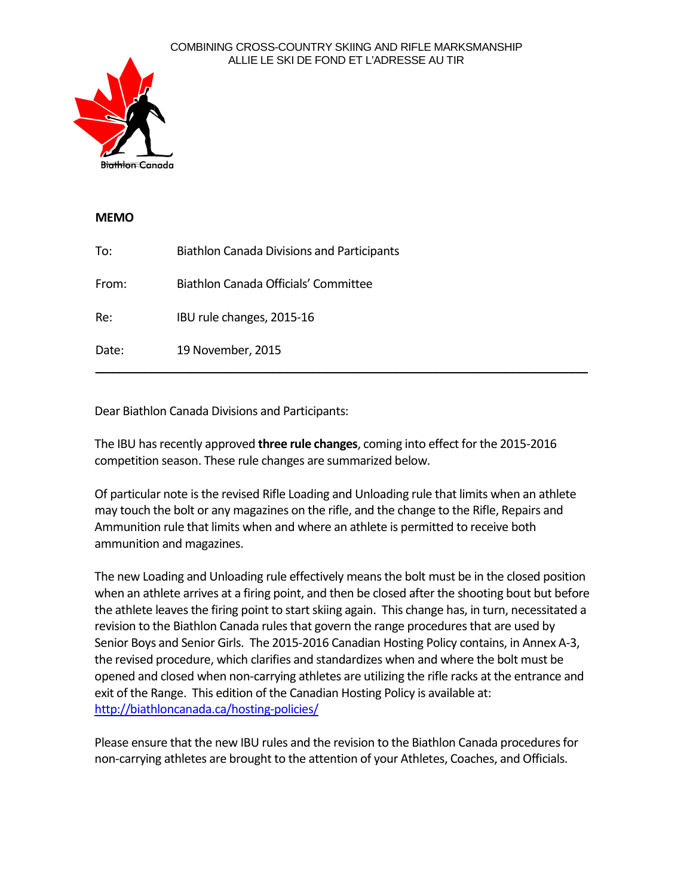COMBINING CROSS-COUNTRY SKIING AND RIFLE MARKSMANSHIP
ALLIE LE SKI DE FOND ET L'ADRESSE AU TIR

Biathlon Canada

**MEMO**

To: Biathlon Canada Divisions and Participants

From: Biathlon Canada Officials' Committee

Re: IBU rule changes, 2015-16

Date: 19 November, 2015

---

Dear Biathlon Canada Divisions and Participants:

The IBU has recently approved **three rule changes**, coming into effect for the 2015-2016 competition season. These rule changes are summarized below.

Of particular note is the revised Rifle Loading and Unloading rule that limits when an athlete may touch the bolt or any magazines on the rifle, and the change to the Rifle, Repairs and Ammunition rule that limits when and where an athlete is permitted to receive both ammunition and magazines.

The new Loading and Unloading rule effectively means the bolt must be in the closed position when an athlete arrives at a firing point, and then be closed after the shooting bout but before the athlete leaves the firing point to start skiing again. This change has, in turn, necessitated a revision to the Biathlon Canada rules that govern the range procedures that are used by Senior Boys and Senior Girls. The 2015-2016 Canadian Hosting Policy contains, in Annex A-3, the revised procedure, which clarifies and standardizes when and where the bolt must be opened and closed when non-carrying athletes are utilizing the rifle racks at the entrance and exit of the Range. This edition of the Canadian Hosting Policy is available at: http://biathloncanada.ca/hosting-policies/

Please ensure that the new IBU rules and the revision to the Biathlon Canada procedures for non-carrying athletes are brought to the attention of your Athletes, Coaches, and Officials.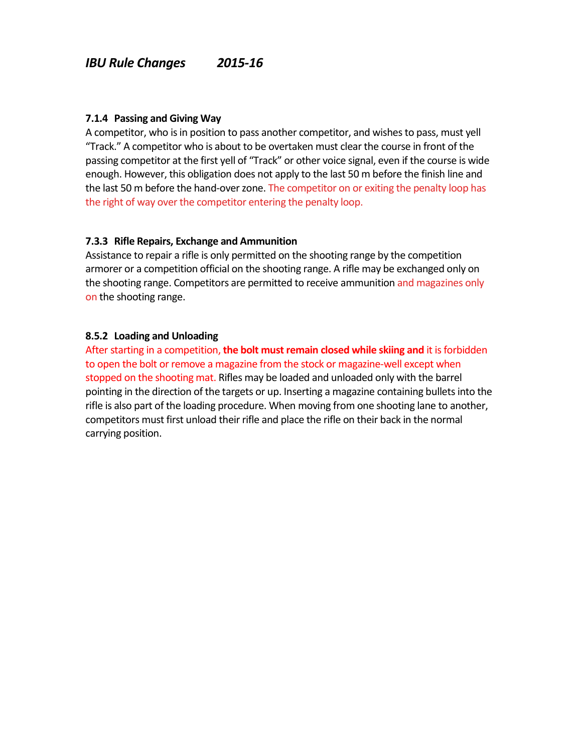# *IBU Rule Changes 2015-16*

### 7.1.4 Passing and Giving Way

A competitor, who is in position to pass another competitor, and wishes to pass, must yell "Track." A competitor who is about to be overtaken must clear the course in front of the passing competitor at the first yell of "Track" or other voice signal, even if the course is wide enough. However, this obligation does not apply to the last 50 m before the finish line and the last 50 m before the hand-over zone. The competitor on or exiting the penalty loop has the right of way over the competitor entering the penalty loop.

### 7.3.3 Rifle Repairs, Exchange and Ammunition

Assistance to repair a rifle is only permitted on the shooting range by the competition armorer or a competition official on the shooting range. A rifle may be exchanged only on the shooting range. Competitors are permitted to receive ammunition and magazines only on the shooting range.

### 8.5.2 Loading and Unloading

After starting in a competition, **the bolt must remain closed while skiing and** it is forbidden to open the bolt or remove a magazine from the stock or magazine-well except when stopped on the shooting mat. Rifles may be loaded and unloaded only with the barrel pointing in the direction of the targets or up. Inserting a magazine containing bullets into the rifle is also part of the loading procedure. When moving from one shooting lane to another, competitors must first unload their rifle and place the rifle on their back in the normal carrying position.